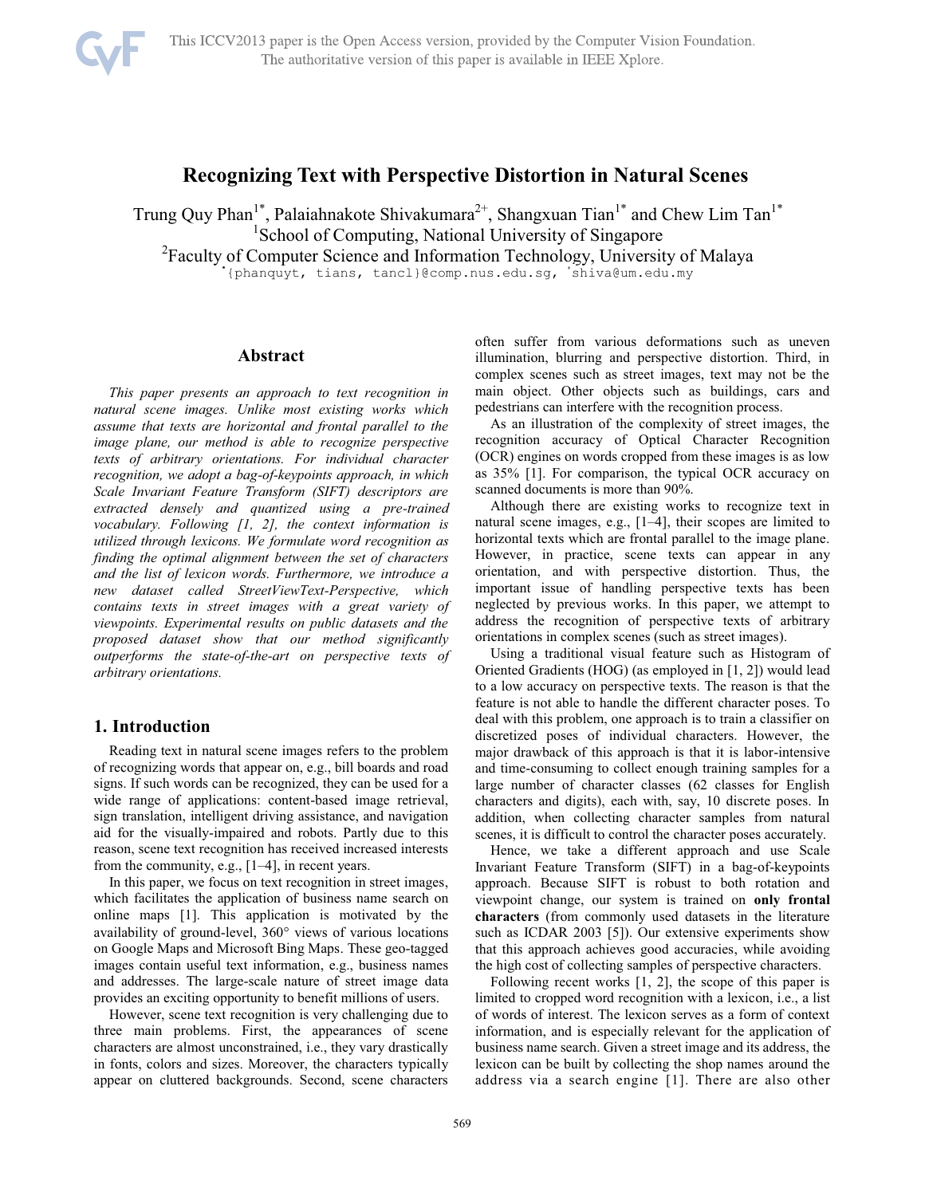# Recognizing Text with Perspective Distortion in Natural Scenes

Trung Quy Phan[1*], Palaiahnakote Shivakumara[2+], Shangxuan Tian[1*] and Chew Lim Tan[1*]

[1]School of Computing, National University of Singapore

[2]Faculty of Computer Science and Information Technology, University of Malaya

[*]{phanquyt, tians, tancl}@comp.nus.edu.sg, [+]shiva@um.edu.my

## Abstract

*This paper presents an approach to text recognition in natural scene images. Unlike most existing works which assume that texts are horizontal and frontal parallel to the image plane, our method is able to recognize perspective texts of arbitrary orientations. For individual character recognition, we adopt a bag-of-keypoints approach, in which Scale Invariant Feature Transform (SIFT) descriptors are extracted densely and quantized using a pre-trained vocabulary. Following [1, 2], the context information is utilized through lexicons. We formulate word recognition as finding the optimal alignment between the set of characters and the list of lexicon words. Furthermore, we introduce a new dataset called StreetViewText-Perspective, which contains texts in street images with a great variety of viewpoints. Experimental results on public datasets and the proposed dataset show that our method significantly outperforms the state-of-the-art on perspective texts of arbitrary orientations.*

## 1. Introduction

Reading text in natural scene images refers to the problem of recognizing words that appear on, e.g., bill boards and road signs. If such words can be recognized, they can be used for a wide range of applications: content-based image retrieval, sign translation, intelligent driving assistance, and navigation aid for the visually-impaired and robots. Partly due to this reason, scene text recognition has received increased interests from the community, e.g., [1–4], in recent years.

In this paper, we focus on text recognition in street images, which facilitates the application of business name search on online maps [1]. This application is motivated by the availability of ground-level, 360° views of various locations on Google Maps and Microsoft Bing Maps. These geo-tagged images contain useful text information, e.g., business names and addresses. The large-scale nature of street image data provides an exciting opportunity to benefit millions of users.

However, scene text recognition is very challenging due to three main problems. First, the appearances of scene characters are almost unconstrained, i.e., they vary drastically in fonts, colors and sizes. Moreover, the characters typically appear on cluttered backgrounds. Second, scene characters often suffer from various deformations such as uneven illumination, blurring and perspective distortion. Third, in complex scenes such as street images, text may not be the main object. Other objects such as buildings, cars and pedestrians can interfere with the recognition process.

As an illustration of the complexity of street images, the recognition accuracy of Optical Character Recognition (OCR) engines on words cropped from these images is as low as 35% [1]. For comparison, the typical OCR accuracy on scanned documents is more than 90%.

Although there are existing works to recognize text in natural scene images, e.g., [1–4], their scopes are limited to horizontal texts which are frontal parallel to the image plane. However, in practice, scene texts can appear in any orientation, and with perspective distortion. Thus, the important issue of handling perspective texts has been neglected by previous works. In this paper, we attempt to address the recognition of perspective texts of arbitrary orientations in complex scenes (such as street images).

Using a traditional visual feature such as Histogram of Oriented Gradients (HOG) (as employed in [1, 2]) would lead to a low accuracy on perspective texts. The reason is that the feature is not able to handle the different character poses. To deal with this problem, one approach is to train a classifier on discretized poses of individual characters. However, the major drawback of this approach is that it is labor-intensive and time-consuming to collect enough training samples for a large number of character classes (62 classes for English characters and digits), each with, say, 10 discrete poses. In addition, when collecting character samples from natural scenes, it is difficult to control the character poses accurately.

Hence, we take a different approach and use Scale Invariant Feature Transform (SIFT) in a bag-of-keypoints approach. Because SIFT is robust to both rotation and viewpoint change, our system is trained on **only frontal characters** (from commonly used datasets in the literature such as ICDAR 2003 [5]). Our extensive experiments show that this approach achieves good accuracies, while avoiding the high cost of collecting samples of perspective characters.

Following recent works [1, 2], the scope of this paper is limited to cropped word recognition with a lexicon, i.e., a list of words of interest. The lexicon serves as a form of context information, and is especially relevant for the application of business name search. Given a street image and its address, the lexicon can be built by collecting the shop names around the address via a search engine [1]. There are also other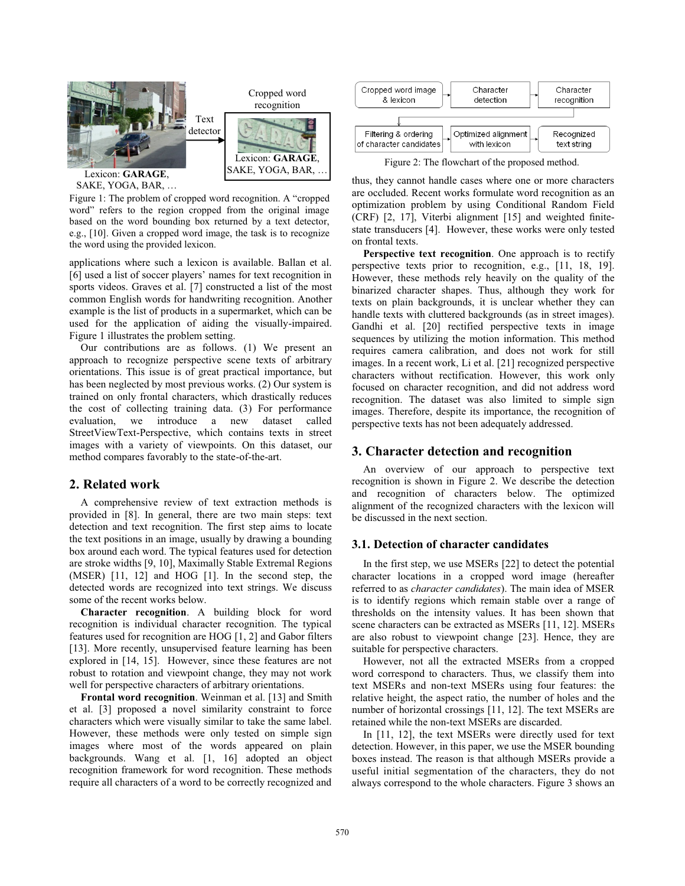Figure 1: The problem of cropped word recognition. A "cropped word" refers to the region cropped from the original image based on the word bounding box returned by a text detector, e.g., [10]. Given a cropped word image, the task is to recognize the word using the provided lexicon.

applications where such a lexicon is available. Ballan et al. [6] used a list of soccer players' names for text recognition in sports videos. Graves et al. [7] constructed a list of the most common English words for handwriting recognition. Another example is the list of products in a supermarket, which can be used for the application of aiding the visually-impaired. Figure 1 illustrates the problem setting.

Our contributions are as follows. (1) We present an approach to recognize perspective scene texts of arbitrary orientations. This issue is of great practical importance, but has been neglected by most previous works. (2) Our system is trained on only frontal characters, which drastically reduces the cost of collecting training data. (3) For performance evaluation, we introduce a new dataset called StreetViewText-Perspective, which contains texts in street images with a variety of viewpoints. On this dataset, our method compares favorably to the state-of-the-art.

## 2. Related work

A comprehensive review of text extraction methods is provided in [8]. In general, there are two main steps: text detection and text recognition. The first step aims to locate the text positions in an image, usually by drawing a bounding box around each word. The typical features used for detection are stroke widths [9, 10], Maximally Stable Extremal Regions (MSER) [11, 12] and HOG [1]. In the second step, the detected words are recognized into text strings. We discuss some of the recent works below.

**Character recognition**. A building block for word recognition is individual character recognition. The typical features used for recognition are HOG [1, 2] and Gabor filters [13]. More recently, unsupervised feature learning has been explored in [14, 15]. However, since these features are not robust to rotation and viewpoint change, they may not work well for perspective characters of arbitrary orientations.

**Frontal word recognition**. Weinman et al. [13] and Smith et al. [3] proposed a novel similarity constraint to force characters which were visually similar to take the same label. However, these methods were only tested on simple sign images where most of the words appeared on plain backgrounds. Wang et al. [1, 16] adopted an object recognition framework for word recognition. These methods require all characters of a word to be correctly recognized and thus, they cannot handle cases where one or more characters are occluded. Recent works formulate word recognition as an optimization problem by using Conditional Random Field (CRF) [2, 17], Viterbi alignment [15] and weighted finite-state transducers [4]. However, these works were only tested on frontal texts.

**Perspective text recognition**. One approach is to rectify perspective texts prior to recognition, e.g., [11, 18, 19]. However, these methods rely heavily on the quality of the binarized character shapes. Thus, although they work for texts on plain backgrounds, it is unclear whether they can handle texts with cluttered backgrounds (as in street images). Gandhi et al. [20] rectified perspective texts in image sequences by utilizing the motion information. This method requires camera calibration, and does not work for still images. In a recent work, Li et al. [21] recognized perspective characters without rectification. However, this work only focused on character recognition, and did not address word recognition. The dataset was also limited to simple sign images. Therefore, despite its importance, the recognition of perspective texts has not been adequately addressed.

Figure 2: The flowchart of the proposed method.

## 3. Character detection and recognition

An overview of our approach to perspective text recognition is shown in Figure 2. We describe the detection and recognition of characters below. The optimized alignment of the recognized characters with the lexicon will be discussed in the next section.

### 3.1. Detection of character candidates

In the first step, we use MSERs [22] to detect the potential character locations in a cropped word image (hereafter referred to as *character candidates*). The main idea of MSER is to identify regions which remain stable over a range of thresholds on the intensity values. It has been shown that scene characters can be extracted as MSERs [11, 12]. MSERs are also robust to viewpoint change [23]. Hence, they are suitable for perspective characters.

However, not all the extracted MSERs from a cropped word correspond to characters. Thus, we classify them into text MSERs and non-text MSERs using four features: the relative height, the aspect ratio, the number of holes and the number of horizontal crossings [11, 12]. The text MSERs are retained while the non-text MSERs are discarded.

In [11, 12], the text MSERs were directly used for text detection. However, in this paper, we use the MSER bounding boxes instead. The reason is that although MSERs provide a useful initial segmentation of the characters, they do not always correspond to the whole characters. Figure 3 shows an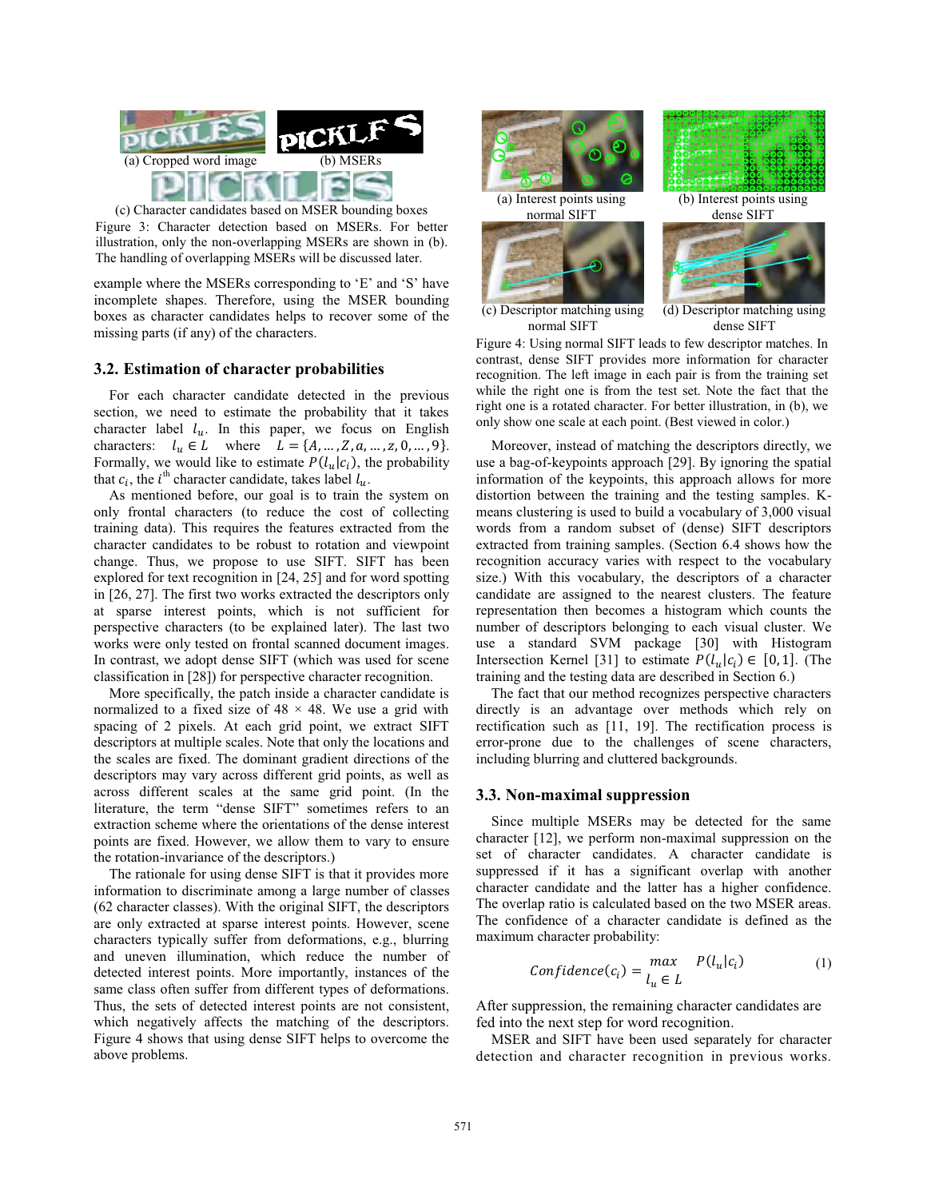(a) Cropped word image (b) MSERs

(c) Character candidates based on MSER bounding boxes

Figure 3: Character detection based on MSERs. For better illustration, only the non-overlapping MSERs are shown in (b). The handling of overlapping MSERs will be discussed later.

example where the MSERs corresponding to 'E' and 'S' have incomplete shapes. Therefore, using the MSER bounding boxes as character candidates helps to recover some of the missing parts (if any) of the characters.

### 3.2. Estimation of character probabilities

For each character candidate detected in the previous section, we need to estimate the probability that it takes character label $l_u$. In this paper, we focus on English characters: $l_u \in L$ where $L = \{A, \ldots, Z, a, \ldots, z, 0, \ldots, 9\}$. Formally, we would like to estimate $P(l_u|c_i)$, the probability that $c_i$, the $i^{\text{th}}$ character candidate, takes label $l_u$.

As mentioned before, our goal is to train the system on only frontal characters (to reduce the cost of collecting training data). This requires the features extracted from the character candidates to be robust to rotation and viewpoint change. Thus, we propose to use SIFT. SIFT has been explored for text recognition in [24, 25] and for word spotting in [26, 27]. The first two works extracted the descriptors only at sparse interest points, which is not sufficient for perspective characters (to be explained later). The last two works were only tested on frontal scanned document images. In contrast, we adopt dense SIFT (which was used for scene classification in [28]) for perspective character recognition.

More specifically, the patch inside a character candidate is normalized to a fixed size of 48 × 48. We use a grid with spacing of 2 pixels. At each grid point, we extract SIFT descriptors at multiple scales. Note that only the locations and the scales are fixed. The dominant gradient directions of the descriptors may vary across different grid points, as well as across different scales at the same grid point. (In the literature, the term "dense SIFT" sometimes refers to an extraction scheme where the orientations of the dense interest points are fixed. However, we allow them to vary to ensure the rotation-invariance of the descriptors.)

The rationale for using dense SIFT is that it provides more information to discriminate among a large number of classes (62 character classes). With the original SIFT, the descriptors are only extracted at sparse interest points. However, scene characters typically suffer from deformations, e.g., blurring and uneven illumination, which reduce the number of detected interest points. More importantly, instances of the same class often suffer from different types of deformations. Thus, the sets of detected interest points are not consistent, which negatively affects the matching of the descriptors. Figure 4 shows that using dense SIFT helps to overcome the above problems.

(a) Interest points using normal SIFT (b) Interest points using dense SIFT

(c) Descriptor matching using normal SIFT (d) Descriptor matching using dense SIFT

Figure 4: Using normal SIFT leads to few descriptor matches. In contrast, dense SIFT provides more information for character recognition. The left image in each pair is from the training set while the right one is from the test set. Note the fact that the right one is a rotated character. For better illustration, in (b), we only show one scale at each point. (Best viewed in color.)

Moreover, instead of matching the descriptors directly, we use a bag-of-keypoints approach [29]. By ignoring the spatial information of the keypoints, this approach allows for more distortion between the training and the testing samples. K-means clustering is used to build a vocabulary of 3,000 visual words from a random subset of (dense) SIFT descriptors extracted from training samples. (Section 6.4 shows how the recognition accuracy varies with respect to the vocabulary size.) With this vocabulary, the descriptors of a character candidate are assigned to the nearest clusters. The feature representation then becomes a histogram which counts the number of descriptors belonging to each visual cluster. We use a standard SVM package [30] with Histogram Intersection Kernel [31] to estimate $P(l_u|c_i) \in [0, 1]$. (The training and the testing data are described in Section 6.)

The fact that our method recognizes perspective characters directly is an advantage over methods which rely on rectification such as [11, 19]. The rectification process is error-prone due to the challenges of scene characters, including blurring and cluttered backgrounds.

### 3.3. Non-maximal suppression

Since multiple MSERs may be detected for the same character [12], we perform non-maximal suppression on the set of character candidates. A character candidate is suppressed if it has a significant overlap with another character candidate and the latter has a higher confidence. The overlap ratio is calculated based on the two MSER areas. The confidence of a character candidate is defined as the maximum character probability:

$$Confidence(c_i) = \max_{l_u \in L} P(l_u|c_i) \tag{1}$$

After suppression, the remaining character candidates are fed into the next step for word recognition.

MSER and SIFT have been used separately for character detection and character recognition in previous works.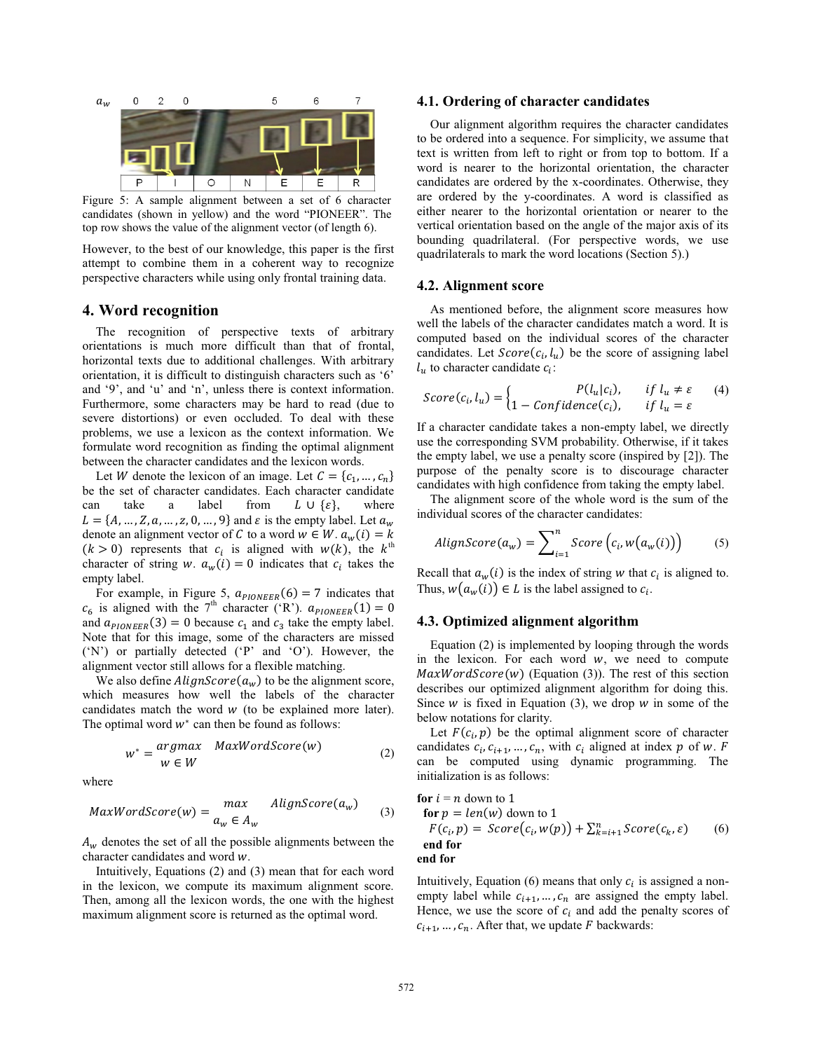Figure 5: A sample alignment between a set of 6 character candidates (shown in yellow) and the word "PIONEER". The top row shows the value of the alignment vector (of length 6).

However, to the best of our knowledge, this paper is the first attempt to combine them in a coherent way to recognize perspective characters while using only frontal training data.

# 4. Word recognition

The recognition of perspective texts of arbitrary orientations is much more difficult than that of frontal, horizontal texts due to additional challenges. With arbitrary orientation, it is difficult to distinguish characters such as '6' and '9', and 'u' and 'n', unless there is context information. Furthermore, some characters may be hard to read (due to severe distortions) or even occluded. To deal with these problems, we use a lexicon as the context information. We formulate word recognition as finding the optimal alignment between the character candidates and the lexicon words.

Let $W$ denote the lexicon of an image. Let $C = \{c_1, \ldots, c_n\}$ be the set of character candidates. Each character candidate can take a label from $L \cup \{\varepsilon\}$, where $L = \{A, \ldots, Z, a, \ldots, z, 0, \ldots, 9\}$ and $\varepsilon$ is the empty label. Let $a_w$ denote an alignment vector of $C$ to a word $w \in W$. $a_w(i) = k$ ($k > 0$) represents that $c_i$ is aligned with $w(k)$, the $k^{th}$ character of string $w$. $a_w(i) = 0$ indicates that $c_i$ takes the empty label.

For example, in Figure 5, $a_{PIONEER}(6) = 7$ indicates that $c_6$ is aligned with the $7^{th}$ character ('R'). $a_{PIONEER}(1) = 0$ and $a_{PIONEER}(3) = 0$ because $c_1$ and $c_3$ take the empty label. Note that for this image, some of the characters are missed ('N') or partially detected ('P' and 'O'). However, the alignment vector still allows for a flexible matching.

We also define $AlignScore(a_w)$ to be the alignment score, which measures how well the labels of the character candidates match the word $w$ (to be explained more later). The optimal word $w^*$ can then be found as follows:

$$w^* = \underset{w \in W}{argmax} \quad MaxWordScore(w) \tag{2}$$

where

$$MaxWordScore(w) = \underset{a_w \in A_w}{max} \quad AlignScore(a_w) \tag{3}$$

$A_w$ denotes the set of all the possible alignments between the character candidates and word $w$.

Intuitively, Equations (2) and (3) mean that for each word in the lexicon, we compute its maximum alignment score. Then, among all the lexicon words, the one with the highest maximum alignment score is returned as the optimal word.

## 4.1. Ordering of character candidates

Our alignment algorithm requires the character candidates to be ordered into a sequence. For simplicity, we assume that text is written from left to right or from top to bottom. If a word is nearer to the horizontal orientation, the character candidates are ordered by the x-coordinates. Otherwise, they are ordered by the y-coordinates. A word is classified as either nearer to the horizontal orientation or nearer to the vertical orientation based on the angle of the major axis of its bounding quadrilateral. (For perspective words, we use quadrilaterals to mark the word locations (Section 5).)

## 4.2. Alignment score

As mentioned before, the alignment score measures how well the labels of the character candidates match a word. It is computed based on the individual scores of the character candidates. Let $Score(c_i, l_u)$ be the score of assigning label $l_u$ to character candidate $c_i$:

$$Score(c_i, l_u) = \begin{cases} P(l_u|c_i), & if\ l_u \neq \varepsilon \\ 1 - Confidence(c_i), & if\ l_u = \varepsilon \end{cases} \tag{4}$$

If a character candidate takes a non-empty label, we directly use the corresponding SVM probability. Otherwise, if it takes the empty label, we use a penalty score (inspired by [2]). The purpose of the penalty score is to discourage character candidates with high confidence from taking the empty label.

The alignment score of the whole word is the sum of the individual scores of the character candidates:

$$AlignScore(a_w) = \sum_{i=1}^{n} Score\left(c_i, w\left(a_w(i)\right)\right) \tag{5}$$

Recall that $a_w(i)$ is the index of string $w$ that $c_i$ is aligned to. Thus, $w\left(a_w(i)\right) \in L$ is the label assigned to $c_i$.

## 4.3. Optimized alignment algorithm

Equation (2) is implemented by looping through the words in the lexicon. For each word $w$, we need to compute $MaxWordScore(w)$ (Equation (3)). The rest of this section describes our optimized alignment algorithm for doing this. Since $w$ is fixed in Equation (3), we drop $w$ in some of the below notations for clarity.

Let $F(c_i, p)$ be the optimal alignment score of character candidates $c_i, c_{i+1}, \ldots, c_n$, with $c_i$ aligned at index $p$ of $w$. $F$ can be computed using dynamic programming. The initialization is as follows:

**for** $i = n$ down to 1
  **for** $p = len(w)$ down to 1
    $F(c_i, p) = Score\left(c_i, w(p)\right) + \sum_{k=i+1}^{n} Score(c_k, \varepsilon)$  (6)
  **end for**
**end for**

Intuitively, Equation (6) means that only $c_i$ is assigned a non-empty label while $c_{i+1}, \ldots, c_n$ are assigned the empty label. Hence, we use the score of $c_i$ and add the penalty scores of $c_{i+1}, \ldots, c_n$. After that, we update $F$ backwards: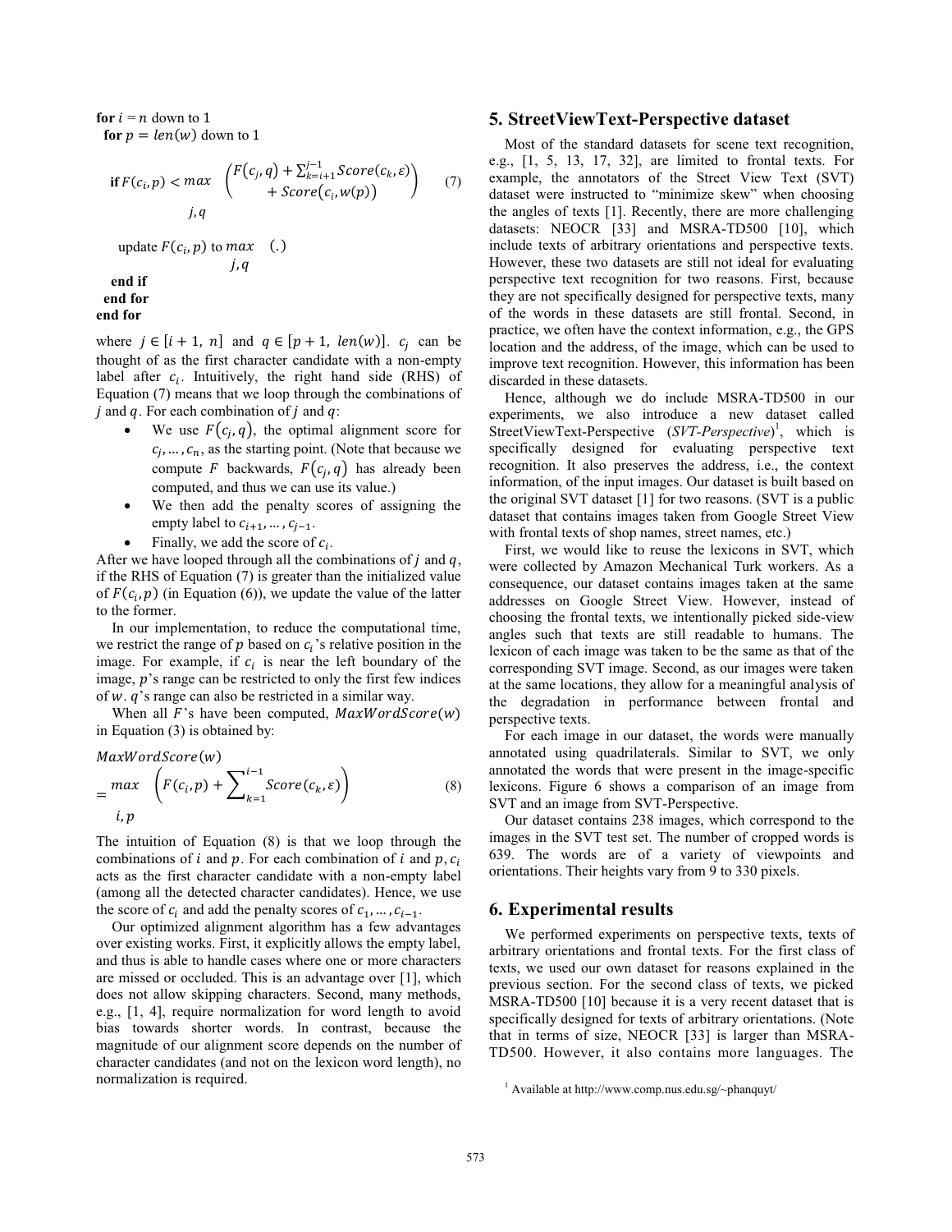**for** $i = n$ down to 1
  **for** $p = len(w)$ down to 1

$$\textbf{if } F(c_i, p) < \max_{j,q} \begin{pmatrix} F(c_j, q) + \sum_{k=i+1}^{j-1} Score(c_k, \varepsilon) \\ + Score(c_i, w(p)) \end{pmatrix} \tag{7}$$

    update $F(c_i, p)$ to $\max_{j,q} (.)$
   **end if**
  **end for**
**end for**

where $j \in [i+1,\ n]$ and $q \in [p+1,\ len(w)]$. $c_j$ can be thought of as the first character candidate with a non-empty label after $c_i$. Intuitively, the right hand side (RHS) of Equation (7) means that we loop through the combinations of $j$ and $q$. For each combination of $j$ and $q$:

- We use $F(c_j, q)$, the optimal alignment score for $c_j, \ldots, c_n$, as the starting point. (Note that because we compute $F$ backwards, $F(c_j, q)$ has already been computed, and thus we can use its value.)
- We then add the penalty scores of assigning the empty label to $c_{i+1}, \ldots, c_{j-1}$.
- Finally, we add the score of $c_i$.

After we have looped through all the combinations of $j$ and $q$, if the RHS of Equation (7) is greater than the initialized value of $F(c_i, p)$ (in Equation (6)), we update the value of the latter to the former.

In our implementation, to reduce the computational time, we restrict the range of $p$ based on $c_i$'s relative position in the image. For example, if $c_i$ is near the left boundary of the image, $p$'s range can be restricted to only the first few indices of $w$. $q$'s range can also be restricted in a similar way.

When all $F$'s have been computed, $MaxWordScore(w)$ in Equation (3) is obtained by:

$$MaxWordScore(w) = \max_{i,p} \left( F(c_i, p) + \sum_{k=1}^{i-1} Score(c_k, \varepsilon) \right) \tag{8}$$

The intuition of Equation (8) is that we loop through the combinations of $i$ and $p$. For each combination of $i$ and $p$, $c_i$ acts as the first character candidate with a non-empty label (among all the detected character candidates). Hence, we use the score of $c_i$ and add the penalty scores of $c_1, \ldots, c_{i-1}$.

Our optimized alignment algorithm has a few advantages over existing works. First, it explicitly allows the empty label, and thus is able to handle cases where one or more characters are missed or occluded. This is an advantage over [1], which does not allow skipping characters. Second, many methods, e.g., [1, 4], require normalization for word length to avoid bias towards shorter words. In contrast, because the magnitude of our alignment score depends on the number of character candidates (and not on the lexicon word length), no normalization is required.

# 5. StreetViewText-Perspective dataset

Most of the standard datasets for scene text recognition, e.g., [1, 5, 13, 17, 32], are limited to frontal texts. For example, the annotators of the Street View Text (SVT) dataset were instructed to "minimize skew" when choosing the angles of texts [1]. Recently, there are more challenging datasets: NEOCR [33] and MSRA-TD500 [10], which include texts of arbitrary orientations and perspective texts. However, these two datasets are still not ideal for evaluating perspective text recognition for two reasons. First, because they are not specifically designed for perspective texts, many of the words in these datasets are still frontal. Second, in practice, we often have the context information, e.g., the GPS location and the address, of the image, which can be used to improve text recognition. However, this information has been discarded in these datasets.

Hence, although we do include MSRA-TD500 in our experiments, we also introduce a new dataset called StreetViewText-Perspective (*SVT-Perspective*)[1], which is specifically designed for evaluating perspective text recognition. It also preserves the address, i.e., the context information, of the input images. Our dataset is built based on the original SVT dataset [1] for two reasons. (SVT is a public dataset that contains images taken from Google Street View with frontal texts of shop names, street names, etc.)

First, we would like to reuse the lexicons in SVT, which were collected by Amazon Mechanical Turk workers. As a consequence, our dataset contains images taken at the same addresses on Google Street View. However, instead of choosing the frontal texts, we intentionally picked side-view angles such that texts are still readable to humans. The lexicon of each image was taken to be the same as that of the corresponding SVT image. Second, as our images were taken at the same locations, they allow for a meaningful analysis of the degradation in performance between frontal and perspective texts.

For each image in our dataset, the words were manually annotated using quadrilaterals. Similar to SVT, we only annotated the words that were present in the image-specific lexicons. Figure 6 shows a comparison of an image from SVT and an image from SVT-Perspective.

Our dataset contains 238 images, which correspond to the images in the SVT test set. The number of cropped words is 639. The words are of a variety of viewpoints and orientations. Their heights vary from 9 to 330 pixels.

# 6. Experimental results

We performed experiments on perspective texts, texts of arbitrary orientations and frontal texts. For the first class of texts, we used our own dataset for reasons explained in the previous section. For the second class of texts, we picked MSRA-TD500 [10] because it is a very recent dataset that is specifically designed for texts of arbitrary orientations. (Note that in terms of size, NEOCR [33] is larger than MSRA-TD500. However, it also contains more languages. The

[1] Available at http://www.comp.nus.edu.sg/~phanquyt/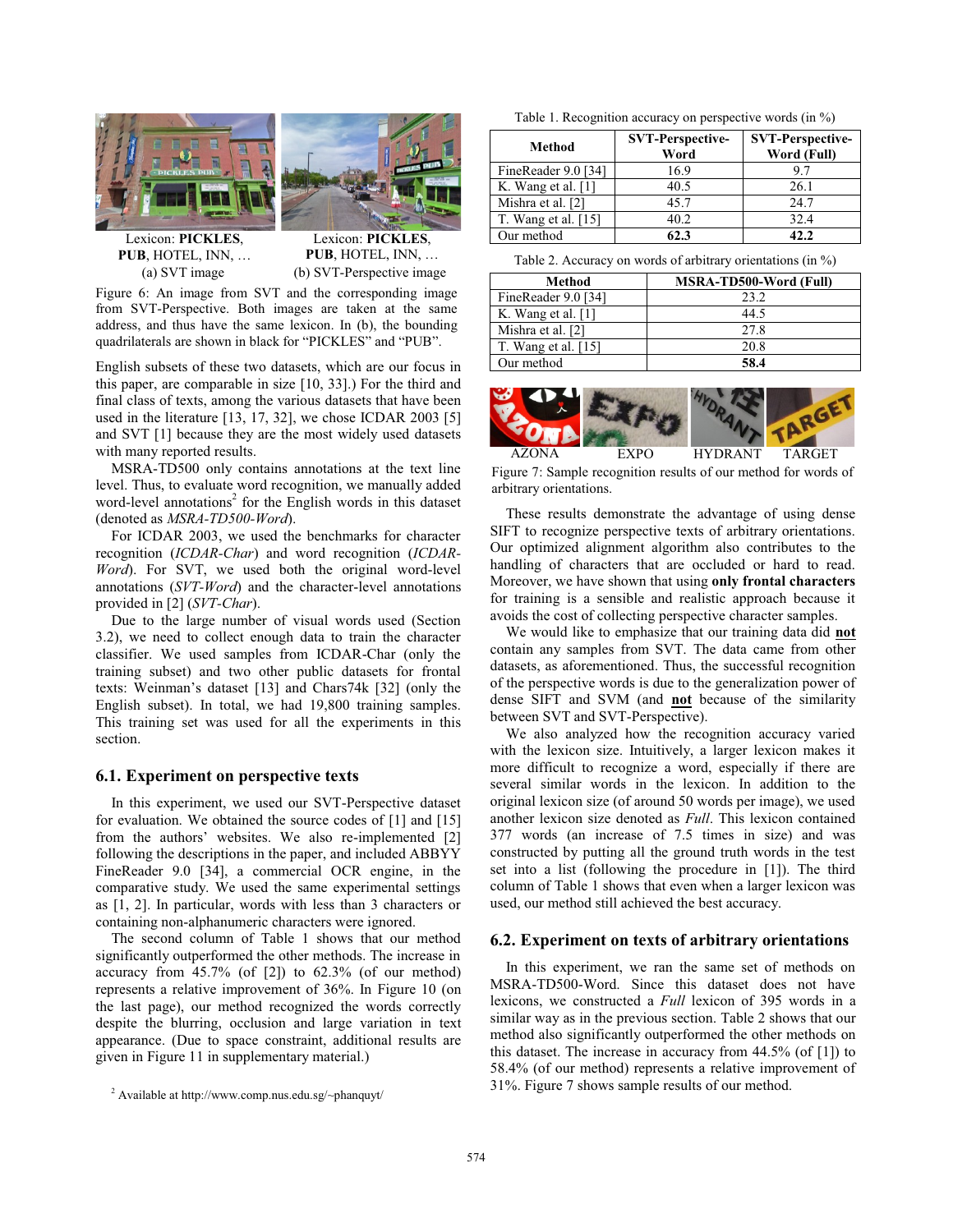Lexicon: **PICKLES**, **PUB**, HOTEL, INN, …
(a) SVT image

Lexicon: **PICKLES**, **PUB**, HOTEL, INN, …
(b) SVT-Perspective image

Figure 6: An image from SVT and the corresponding image from SVT-Perspective. Both images are taken at the same address, and thus have the same lexicon. In (b), the bounding quadrilaterals are shown in black for "PICKLES" and "PUB".

English subsets of these two datasets, which are our focus in this paper, are comparable in size [10, 33].) For the third and final class of texts, among the various datasets that have been used in the literature [13, 17, 32], we chose ICDAR 2003 [5] and SVT [1] because they are the most widely used datasets with many reported results.

MSRA-TD500 only contains annotations at the text line level. Thus, to evaluate word recognition, we manually added word-level annotations[2] for the English words in this dataset (denoted as *MSRA-TD500-Word*).

For ICDAR 2003, we used the benchmarks for character recognition (*ICDAR-Char*) and word recognition (*ICDAR-Word*). For SVT, we used both the original word-level annotations (*SVT-Word*) and the character-level annotations provided in [2] (*SVT-Char*).

Due to the large number of visual words used (Section 3.2), we need to collect enough data to train the character classifier. We used samples from ICDAR-Char (only the training subset) and two other public datasets for frontal texts: Weinman's dataset [13] and Chars74k [32] (only the English subset). In total, we had 19,800 training samples. This training set was used for all the experiments in this section.

### 6.1. Experiment on perspective texts

In this experiment, we used our SVT-Perspective dataset for evaluation. We obtained the source codes of [1] and [15] from the authors' websites. We also re-implemented [2] following the descriptions in the paper, and included ABBYY FineReader 9.0 [34], a commercial OCR engine, in the comparative study. We used the same experimental settings as [1, 2]. In particular, words with less than 3 characters or containing non-alphanumeric characters were ignored.

The second column of Table 1 shows that our method significantly outperformed the other methods. The increase in accuracy from 45.7% (of [2]) to 62.3% (of our method) represents a relative improvement of 36%. In Figure 10 (on the last page), our method recognized the words correctly despite the blurring, occlusion and large variation in text appearance. (Due to space constraint, additional results are given in Figure 11 in supplementary material.)

[2] Available at http://www.comp.nus.edu.sg/~phanquyt/

Table 1. Recognition accuracy on perspective words (in %)

| Method | SVT-Perspective-Word | SVT-Perspective-Word (Full) |
|---|---|---|
| FineReader 9.0 [34] | 16.9 | 9.7 |
| K. Wang et al. [1] | 40.5 | 26.1 |
| Mishra et al. [2] | 45.7 | 24.7 |
| T. Wang et al. [15] | 40.2 | 32.4 |
| Our method | **62.3** | **42.2** |

Table 2. Accuracy on words of arbitrary orientations (in %)

| Method | MSRA-TD500-Word (Full) |
|---|---|
| FineReader 9.0 [34] | 23.2 |
| K. Wang et al. [1] | 44.5 |
| Mishra et al. [2] | 27.8 |
| T. Wang et al. [15] | 20.8 |
| Our method | **58.4** |

AZONA EXPO HYDRANT TARGET

Figure 7: Sample recognition results of our method for words of arbitrary orientations.

These results demonstrate the advantage of using dense SIFT to recognize perspective texts of arbitrary orientations. Our optimized alignment algorithm also contributes to the handling of characters that are occluded or hard to read. Moreover, we have shown that using **only frontal characters** for training is a sensible and realistic approach because it avoids the cost of collecting perspective character samples.

We would like to emphasize that our training data did **not** contain any samples from SVT. The data came from other datasets, as aforementioned. Thus, the successful recognition of the perspective words is due to the generalization power of dense SIFT and SVM (and **not** because of the similarity between SVT and SVT-Perspective).

We also analyzed how the recognition accuracy varied with the lexicon size. Intuitively, a larger lexicon makes it more difficult to recognize a word, especially if there are several similar words in the lexicon. In addition to the original lexicon size (of around 50 words per image), we used another lexicon size denoted as *Full*. This lexicon contained 377 words (an increase of 7.5 times in size) and was constructed by putting all the ground truth words in the test set into a list (following the procedure in [1]). The third column of Table 1 shows that even when a larger lexicon was used, our method still achieved the best accuracy.

### 6.2. Experiment on texts of arbitrary orientations

In this experiment, we ran the same set of methods on MSRA-TD500-Word. Since this dataset does not have lexicons, we constructed a *Full* lexicon of 395 words in a similar way as in the previous section. Table 2 shows that our method also significantly outperformed the other methods on this dataset. The increase in accuracy from 44.5% (of [1]) to 58.4% (of our method) represents a relative improvement of 31%. Figure 7 shows sample results of our method.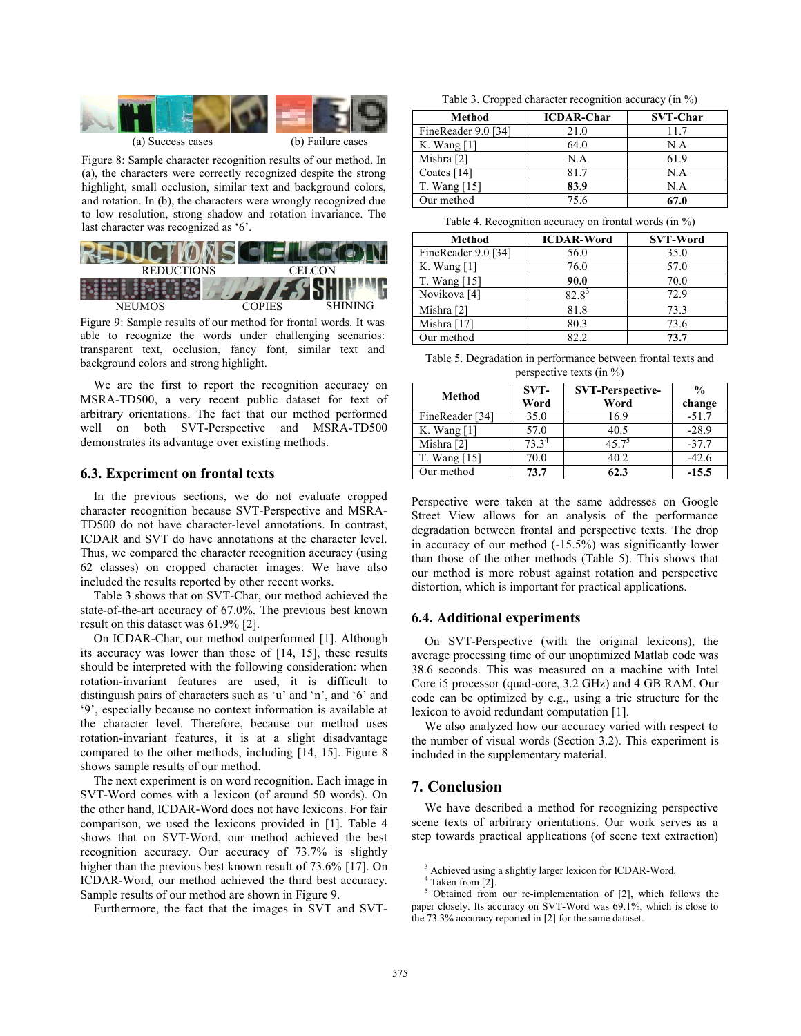(a) Success cases (b) Failure cases

Figure 8: Sample character recognition results of our method. In (a), the characters were correctly recognized despite the strong highlight, small occlusion, similar text and background colors, and rotation. In (b), the characters were wrongly recognized due to low resolution, strong shadow and rotation invariance. The last character was recognized as '6'.

REDUCTIONS CELCON NEUMOS COPIES SHINING

Figure 9: Sample results of our method for frontal words. It was able to recognize the words under challenging scenarios: transparent text, occlusion, fancy font, similar text and background colors and strong highlight.

We are the first to report the recognition accuracy on MSRA-TD500, a very recent public dataset for text of arbitrary orientations. The fact that our method performed well on both SVT-Perspective and MSRA-TD500 demonstrates its advantage over existing methods.

### 6.3. Experiment on frontal texts

In the previous sections, we do not evaluate cropped character recognition because SVT-Perspective and MSRA-TD500 do not have character-level annotations. In contrast, ICDAR and SVT do have annotations at the character level. Thus, we compared the character recognition accuracy (using 62 classes) on cropped character images. We have also included the results reported by other recent works.

Table 3 shows that on SVT-Char, our method achieved the state-of-the-art accuracy of 67.0%. The previous best known result on this dataset was 61.9% [2].

On ICDAR-Char, our method outperformed [1]. Although its accuracy was lower than those of [14, 15], these results should be interpreted with the following consideration: when rotation-invariant features are used, it is difficult to distinguish pairs of characters such as 'u' and 'n', and '6' and '9', especially because no context information is available at the character level. Therefore, because our method uses rotation-invariant features, it is at a slight disadvantage compared to the other methods, including [14, 15]. Figure 8 shows sample results of our method.

The next experiment is on word recognition. Each image in SVT-Word comes with a lexicon (of around 50 words). On the other hand, ICDAR-Word does not have lexicons. For fair comparison, we used the lexicons provided in [1]. Table 4 shows that on SVT-Word, our method achieved the best recognition accuracy. Our accuracy of 73.7% is slightly higher than the previous best known result of 73.6% [17]. On ICDAR-Word, our method achieved the third best accuracy. Sample results of our method are shown in Figure 9.

Furthermore, the fact that the images in SVT and SVT-Perspective were taken at the same addresses on Google Street View allows for an analysis of the performance degradation between frontal and perspective texts. The drop in accuracy of our method (-15.5%) was significantly lower than those of the other methods (Table 5). This shows that our method is more robust against rotation and perspective distortion, which is important for practical applications.

Table 3. Cropped character recognition accuracy (in %)

| Method | ICDAR-Char | SVT-Char |
|---|---|---|
| FineReader 9.0 [34] | 21.0 | 11.7 |
| K. Wang [1] | 64.0 | N.A |
| Mishra [2] | N.A | 61.9 |
| Coates [14] | 81.7 | N.A |
| T. Wang [15] | **83.9** | N.A |
| Our method | 75.6 | **67.0** |

Table 4. Recognition accuracy on frontal words (in %)

| Method | ICDAR-Word | SVT-Word |
|---|---|---|
| FineReader 9.0 [34] | 56.0 | 35.0 |
| K. Wang [1] | 76.0 | 57.0 |
| T. Wang [15] | **90.0** | 70.0 |
| Novikova [4] | 82.8[3] | 72.9 |
| Mishra [2] | 81.8 | 73.3 |
| Mishra [17] | 80.3 | 73.6 |
| Our method | 82.2 | **73.7** |

Table 5. Degradation in performance between frontal texts and perspective texts (in %)

| Method | SVT-Word | SVT-Perspective-Word | % change |
|---|---|---|---|
| FineReader [34] | 35.0 | 16.9 | -51.7 |
| K. Wang [1] | 57.0 | 40.5 | -28.9 |
| Mishra [2] | 73.3[4] | 45.7[5] | -37.7 |
| T. Wang [15] | 70.0 | 40.2 | -42.6 |
| Our method | **73.7** | **62.3** | **-15.5** |

### 6.4. Additional experiments

On SVT-Perspective (with the original lexicons), the average processing time of our unoptimized Matlab code was 38.6 seconds. This was measured on a machine with Intel Core i5 processor (quad-core, 3.2 GHz) and 4 GB RAM. Our code can be optimized by e.g., using a trie structure for the lexicon to avoid redundant computation [1].

We also analyzed how our accuracy varied with respect to the number of visual words (Section 3.2). This experiment is included in the supplementary material.

## 7. Conclusion

We have described a method for recognizing perspective scene texts of arbitrary orientations. Our work serves as a step towards practical applications (of scene text extraction)

[3] Achieved using a slightly larger lexicon for ICDAR-Word.
[4] Taken from [2].
[5] Obtained from our re-implementation of [2], which follows the paper closely. Its accuracy on SVT-Word was 69.1%, which is close to the 73.3% accuracy reported in [2] for the same dataset.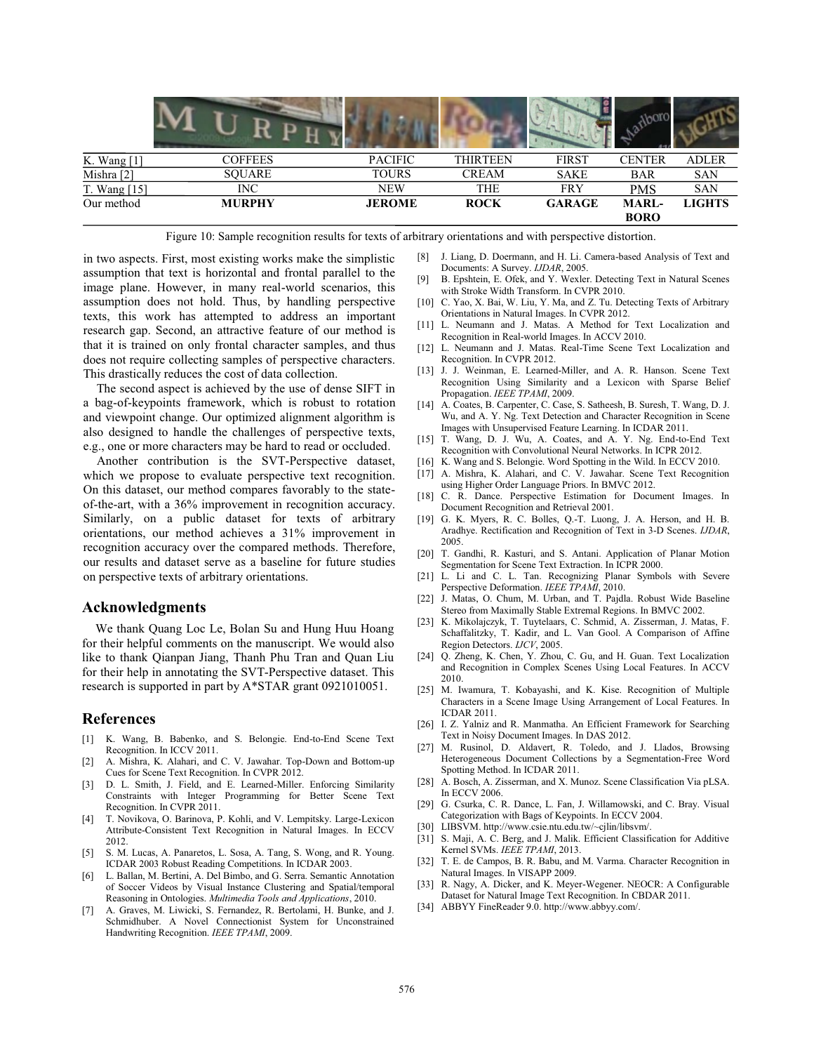| | | | | | | |
|---|---|---|---|---|---|---|
| K. Wang [1] | COFFEES | PACIFIC | THIRTEEN | FIRST | CENTER | ADLER |
| Mishra [2] | SQUARE | TOURS | CREAM | SAKE | BAR | SAN |
| T. Wang [15] | INC | NEW | THE | FRY | PMS | SAN |
| Our method | **MURPHY** | **JEROME** | **ROCK** | **GARAGE** | **MARL-BORO** | **LIGHTS** |

Figure 10: Sample recognition results for texts of arbitrary orientations and with perspective distortion.

in two aspects. First, most existing works make the simplistic assumption that text is horizontal and frontal parallel to the image plane. However, in many real-world scenarios, this assumption does not hold. Thus, by handling perspective texts, this work has attempted to address an important research gap. Second, an attractive feature of our method is that it is trained on only frontal character samples, and thus does not require collecting samples of perspective characters. This drastically reduces the cost of data collection.

The second aspect is achieved by the use of dense SIFT in a bag-of-keypoints framework, which is robust to rotation and viewpoint change. Our optimized alignment algorithm is also designed to handle the challenges of perspective texts, e.g., one or more characters may be hard to read or occluded.

Another contribution is the SVT-Perspective dataset, which we propose to evaluate perspective text recognition. On this dataset, our method compares favorably to the state-of-the-art, with a 36% improvement in recognition accuracy. Similarly, on a public dataset for texts of arbitrary orientations, our method achieves a 31% improvement in recognition accuracy over the compared methods. Therefore, our results and dataset serve as a baseline for future studies on perspective texts of arbitrary orientations.

## Acknowledgments

We thank Quang Loc Le, Bolan Su and Hung Huu Hoang for their helpful comments on the manuscript. We would also like to thank Qianpan Jiang, Thanh Phu Tran and Quan Liu for their help in annotating the SVT-Perspective dataset. This research is supported in part by A*STAR grant 0921010051.

## References

[1] K. Wang, B. Babenko, and S. Belongie. End-to-End Scene Text Recognition. In ICCV 2011.

[2] A. Mishra, K. Alahari, and C. V. Jawahar. Top-Down and Bottom-up Cues for Scene Text Recognition. In CVPR 2012.

[3] D. L. Smith, J. Field, and E. Learned-Miller. Enforcing Similarity Constraints with Integer Programming for Better Scene Text Recognition. In CVPR 2011.

[4] T. Novikova, O. Barinova, P. Kohli, and V. Lempitsky. Large-Lexicon Attribute-Consistent Text Recognition in Natural Images. In ECCV 2012.

[5] S. M. Lucas, A. Panaretos, L. Sosa, A. Tang, S. Wong, and R. Young. ICDAR 2003 Robust Reading Competitions. In ICDAR 2003.

[6] L. Ballan, M. Bertini, A. Del Bimbo, and G. Serra. Semantic Annotation of Soccer Videos by Visual Instance Clustering and Spatial/temporal Reasoning in Ontologies. *Multimedia Tools and Applications*, 2010.

[7] A. Graves, M. Liwicki, S. Fernandez, R. Bertolami, H. Bunke, and J. Schmidhuber. A Novel Connectionist System for Unconstrained Handwriting Recognition. *IEEE TPAMI*, 2009.

[8] J. Liang, D. Doermann, and H. Li. Camera-based Analysis of Text and Documents: A Survey. *IJDAR*, 2005.

[9] B. Epshtein, E. Ofek, and Y. Wexler. Detecting Text in Natural Scenes with Stroke Width Transform. In CVPR 2010.

[10] C. Yao, X. Bai, W. Liu, Y. Ma, and Z. Tu. Detecting Texts of Arbitrary Orientations in Natural Images. In CVPR 2012.

[11] L. Neumann and J. Matas. A Method for Text Localization and Recognition in Real-world Images. In ACCV 2010.

[12] L. Neumann and J. Matas. Real-Time Scene Text Localization and Recognition. In CVPR 2012.

[13] J. J. Weinman, E. Learned-Miller, and A. R. Hanson. Scene Text Recognition Using Similarity and a Lexicon with Sparse Belief Propagation. *IEEE TPAMI*, 2009.

[14] A. Coates, B. Carpenter, C. Case, S. Satheesh, B. Suresh, T. Wang, D. J. Wu, and A. Y. Ng. Text Detection and Character Recognition in Scene Images with Unsupervised Feature Learning. In ICDAR 2011.

[15] T. Wang, D. J. Wu, A. Coates, and A. Y. Ng. End-to-End Text Recognition with Convolutional Neural Networks. In ICPR 2012.

[16] K. Wang and S. Belongie. Word Spotting in the Wild. In ECCV 2010.

[17] A. Mishra, K. Alahari, and C. V. Jawahar. Scene Text Recognition using Higher Order Language Priors. In BMVC 2012.

[18] C. R. Dance. Perspective Estimation for Document Images. In Document Recognition and Retrieval 2001.

[19] G. K. Myers, R. C. Bolles, Q.-T. Luong, J. A. Herson, and H. B. Aradhye. Rectification and Recognition of Text in 3-D Scenes. *IJDAR*, 2005.

[20] T. Gandhi, R. Kasturi, and S. Antani. Application of Planar Motion Segmentation for Scene Text Extraction. In ICPR 2000.

[21] L. Li and C. L. Tan. Recognizing Planar Symbols with Severe Perspective Deformation. *IEEE TPAMI*, 2010.

[22] J. Matas, O. Chum, M. Urban, and T. Pajdla. Robust Wide Baseline Stereo from Maximally Stable Extremal Regions. In BMVC 2002.

[23] K. Mikolajczyk, T. Tuytelaars, C. Schmid, A. Zisserman, J. Matas, F. Schaffalitzky, T. Kadir, and L. Van Gool. A Comparison of Affine Region Detectors. *IJCV*, 2005.

[24] Q. Zheng, K. Chen, Y. Zhou, C. Gu, and H. Guan. Text Localization and Recognition in Complex Scenes Using Local Features. In ACCV 2010.

[25] M. Iwamura, T. Kobayashi, and K. Kise. Recognition of Multiple Characters in a Scene Image Using Arrangement of Local Features. In ICDAR 2011.

[26] I. Z. Yalniz and R. Manmatha. An Efficient Framework for Searching Text in Noisy Document Images. In DAS 2012.

[27] M. Rusinol, D. Aldavert, R. Toledo, and J. Llados, Browsing Heterogeneous Document Collections by a Segmentation-Free Word Spotting Method. In ICDAR 2011.

[28] A. Bosch, A. Zisserman, and X. Munoz. Scene Classification Via pLSA. In ECCV 2006.

[29] G. Csurka, C. R. Dance, L. Fan, J. Willamowski, and C. Bray. Visual Categorization with Bags of Keypoints. In ECCV 2004.

[30] LIBSVM. http://www.csie.ntu.edu.tw/~cjlin/libsvm/.

[31] S. Maji, A. C. Berg, and J. Malik. Efficient Classification for Additive Kernel SVMs. *IEEE TPAMI*, 2013.

[32] T. E. de Campos, B. R. Babu, and M. Varma. Character Recognition in Natural Images. In VISAPP 2009.

[33] R. Nagy, A. Dicker, and K. Meyer-Wegener. NEOCR: A Configurable Dataset for Natural Image Text Recognition. In CBDAR 2011.

[34] ABBYY FineReader 9.0. http://www.abbyy.com/.